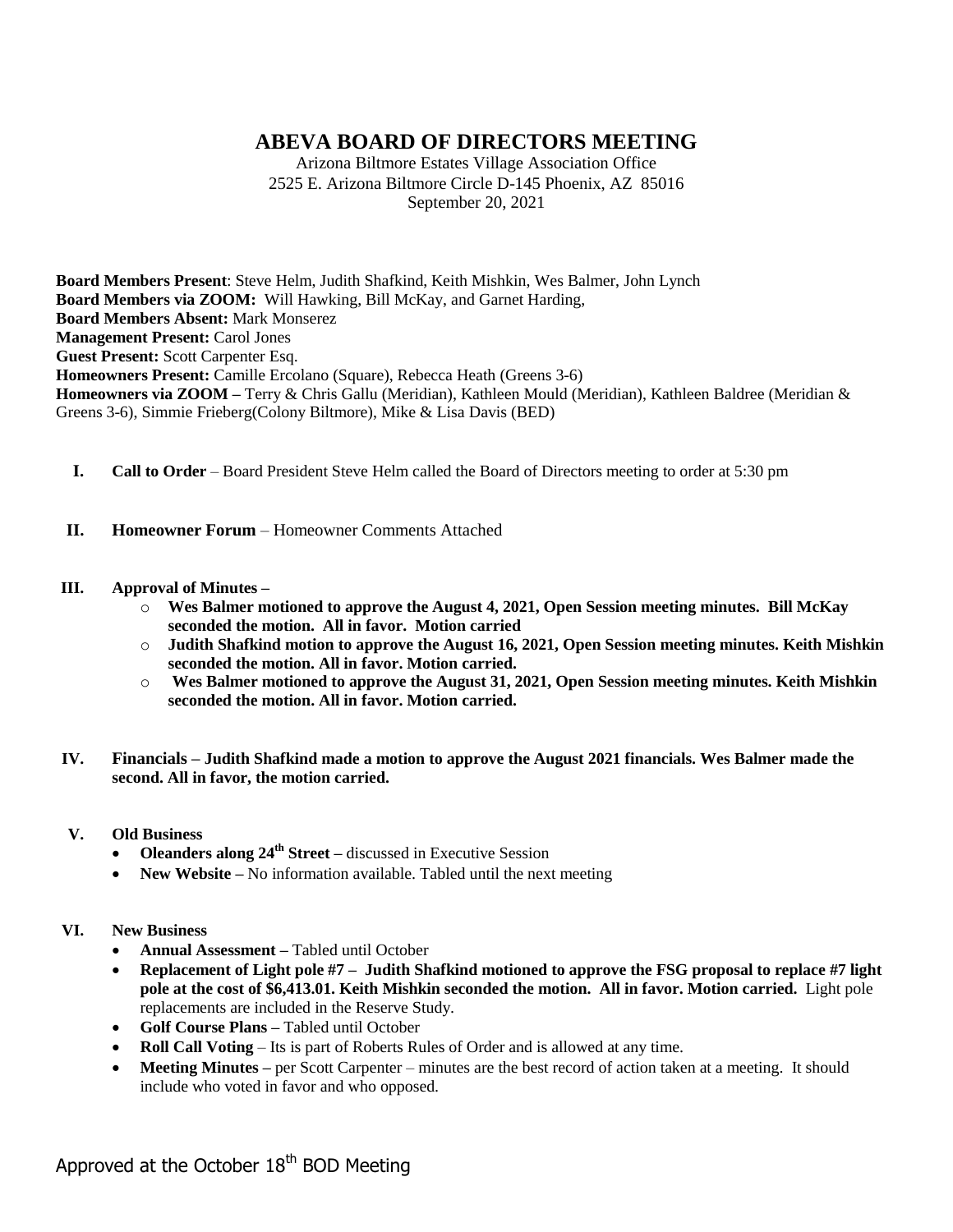# ABEVA BOARD OF DIRECTORS MEETING

Arizona Biltmore Estates Village Association Office
2525 E. Arizona Biltmore Circle D-145 Phoenix, AZ 85016
September 20, 2021

**Board Members Present**: Steve Helm, Judith Shafkind, Keith Mishkin, Wes Balmer, John Lynch
**Board Members via ZOOM:** Will Hawking, Bill McKay, and Garnet Harding,
**Board Members Absent:** Mark Monserez
**Management Present:** Carol Jones
**Guest Present:** Scott Carpenter Esq.
**Homeowners Present:** Camille Ercolano (Square), Rebecca Heath (Greens 3-6)
**Homeowners via ZOOM –** Terry & Chris Gallu (Meridian), Kathleen Mould (Meridian), Kathleen Baldree (Meridian & Greens 3-6), Simmie Frieberg(Colony Biltmore), Mike & Lisa Davis (BED)

**I. Call to Order** – Board President Steve Helm called the Board of Directors meeting to order at 5:30 pm

**II. Homeowner Forum** – Homeowner Comments Attached

**III. Approval of Minutes –**

- **Wes Balmer motioned to approve the August 4, 2021, Open Session meeting minutes. Bill McKay seconded the motion. All in favor. Motion carried**
- **Judith Shafkind motion to approve the August 16, 2021, Open Session meeting minutes. Keith Mishkin seconded the motion. All in favor. Motion carried.**
- **Wes Balmer motioned to approve the August 31, 2021, Open Session meeting minutes. Keith Mishkin seconded the motion. All in favor. Motion carried.**

**IV. Financials – Judith Shafkind made a motion to approve the August 2021 financials. Wes Balmer made the second. All in favor, the motion carried.**

**V. Old Business**

- **Oleanders along 24th Street –** discussed in Executive Session
- **New Website –** No information available. Tabled until the next meeting

**VI. New Business**

- **Annual Assessment –** Tabled until October
- **Replacement of Light pole #7 – Judith Shafkind motioned to approve the FSG proposal to replace #7 light pole at the cost of $6,413.01. Keith Mishkin seconded the motion. All in favor. Motion carried.** Light pole replacements are included in the Reserve Study.
- **Golf Course Plans –** Tabled until October
- **Roll Call Voting** – Its is part of Roberts Rules of Order and is allowed at any time.
- **Meeting Minutes –** per Scott Carpenter – minutes are the best record of action taken at a meeting. It should include who voted in favor and who opposed.

Approved at the October 18th BOD Meeting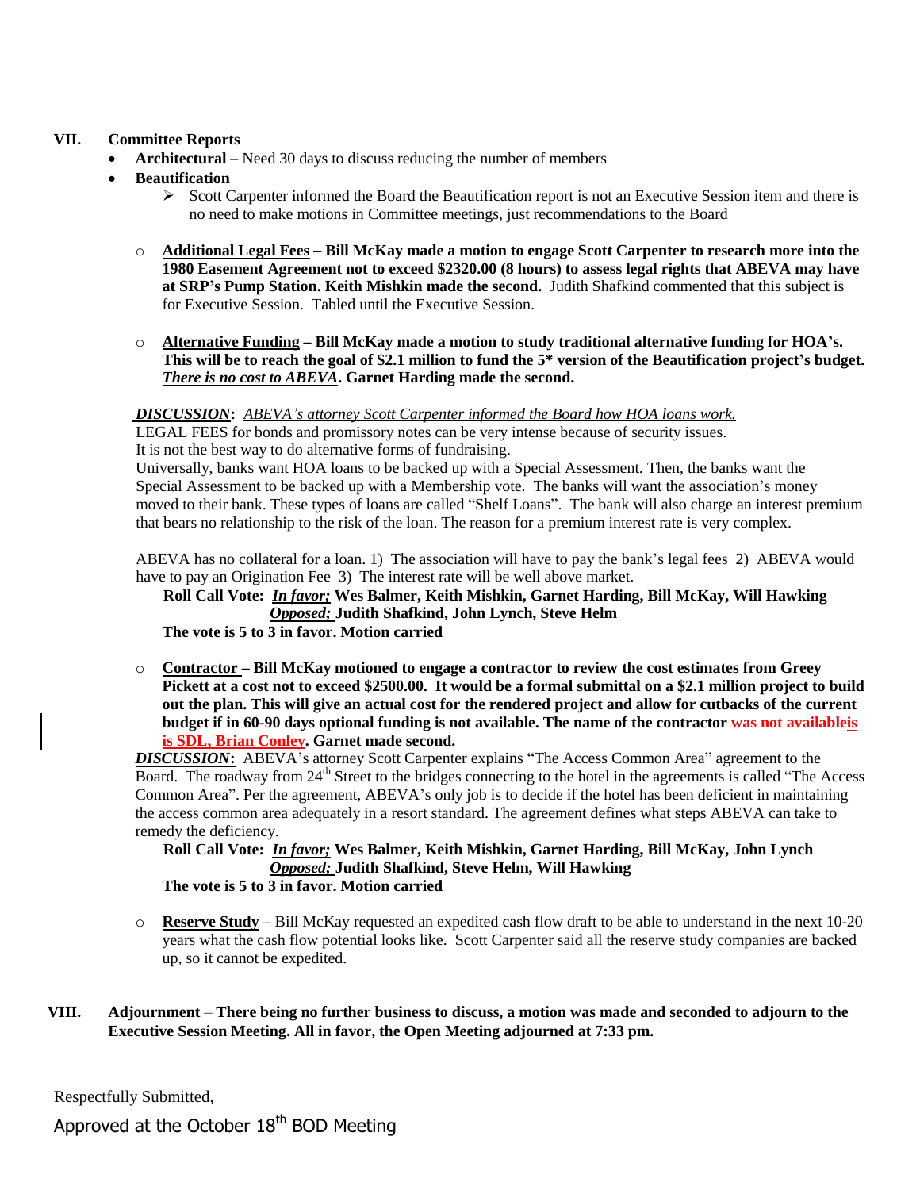## VII. Committee Reports

- **Architectural** – Need 30 days to discuss reducing the number of members
- **Beautification**
  - Scott Carpenter informed the Board the Beautification report is not an Executive Session item and there is no need to make motions in Committee meetings, just recommendations to the Board

- **Additional Legal Fees – Bill McKay made a motion to engage Scott Carpenter to research more into the 1980 Easement Agreement not to exceed $2320.00 (8 hours) to assess legal rights that ABEVA may have at SRP's Pump Station. Keith Mishkin made the second.** Judith Shafkind commented that this subject is for Executive Session. Tabled until the Executive Session.

- **Alternative Funding – Bill McKay made a motion to study traditional alternative funding for HOA's. This will be to reach the goal of $2.1 million to fund the 5* version of the Beautification project's budget. *There is no cost to ABEVA*. Garnet Harding made the second.**

***DISCUSSION*: *ABEVA's attorney Scott Carpenter informed the Board how HOA loans work.***
LEGAL FEES for bonds and promissory notes can be very intense because of security issues.
It is not the best way to do alternative forms of fundraising.
Universally, banks want HOA loans to be backed up with a Special Assessment. Then, the banks want the Special Assessment to be backed up with a Membership vote. The banks will want the association's money moved to their bank. These types of loans are called "Shelf Loans". The bank will also charge an interest premium that bears no relationship to the risk of the loan. The reason for a premium interest rate is very complex.

ABEVA has no collateral for a loan. 1) The association will have to pay the bank's legal fees 2) ABEVA would have to pay an Origination Fee 3) The interest rate will be well above market.

**Roll Call Vote: *In favor;* Wes Balmer, Keith Mishkin, Garnet Harding, Bill McKay, Will Hawking**
***Opposed;* Judith Shafkind, John Lynch, Steve Helm**
**The vote is 5 to 3 in favor. Motion carried**

- **Contractor – Bill McKay motioned to engage a contractor to review the cost estimates from Greey Pickett at a cost not to exceed $2500.00. It would be a formal submittal on a $2.1 million project to build out the plan. This will give an actual cost for the rendered project and allow for cutbacks of the current budget if in 60-90 days optional funding is not available. The name of the contractor ~~was not available~~is is SDL, Brian Conley. Garnet made second.**

***DISCUSSION*:** ABEVA's attorney Scott Carpenter explains "The Access Common Area" agreement to the Board. The roadway from 24th Street to the bridges connecting to the hotel in the agreements is called "The Access Common Area". Per the agreement, ABEVA's only job is to decide if the hotel has been deficient in maintaining the access common area adequately in a resort standard. The agreement defines what steps ABEVA can take to remedy the deficiency.

**Roll Call Vote: *In favor;* Wes Balmer, Keith Mishkin, Garnet Harding, Bill McKay, John Lynch**
***Opposed;* Judith Shafkind, Steve Helm, Will Hawking**
**The vote is 5 to 3 in favor. Motion carried**

- **Reserve Study –** Bill McKay requested an expedited cash flow draft to be able to understand in the next 10-20 years what the cash flow potential looks like. Scott Carpenter said all the reserve study companies are backed up, so it cannot be expedited.

## VIII. Adjournment – **There being no further business to discuss, a motion was made and seconded to adjourn to the Executive Session Meeting. All in favor, the Open Meeting adjourned at 7:33 pm.**

Respectfully Submitted,

Approved at the October 18th BOD Meeting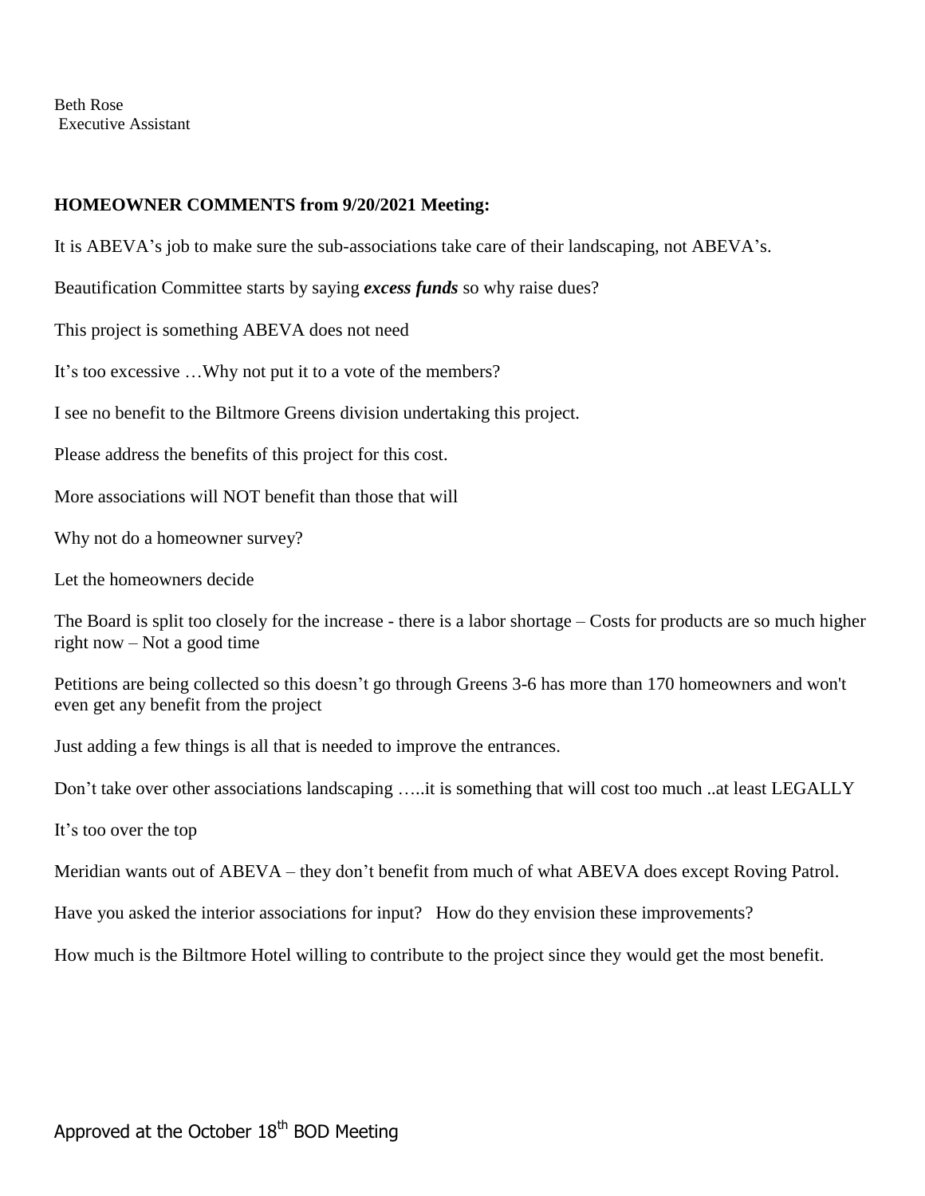Beth Rose
Executive Assistant

**HOMEOWNER COMMENTS from 9/20/2021 Meeting:**

It is ABEVA's job to make sure the sub-associations take care of their landscaping, not ABEVA's.

Beautification Committee starts by saying ***excess funds*** so why raise dues?

This project is something ABEVA does not need

It's too excessive …Why not put it to a vote of the members?

I see no benefit to the Biltmore Greens division undertaking this project.

Please address the benefits of this project for this cost.

More associations will NOT benefit than those that will

Why not do a homeowner survey?

Let the homeowners decide

The Board is split too closely for the increase - there is a labor shortage – Costs for products are so much higher right now – Not a good time

Petitions are being collected so this doesn't go through Greens 3-6 has more than 170 homeowners and won't even get any benefit from the project

Just adding a few things is all that is needed to improve the entrances.

Don't take over other associations landscaping …..it is something that will cost too much ..at least LEGALLY

It's too over the top

Meridian wants out of ABEVA – they don't benefit from much of what ABEVA does except Roving Patrol.

Have you asked the interior associations for input? How do they envision these improvements?

How much is the Biltmore Hotel willing to contribute to the project since they would get the most benefit.

Approved at the October 18th BOD Meeting